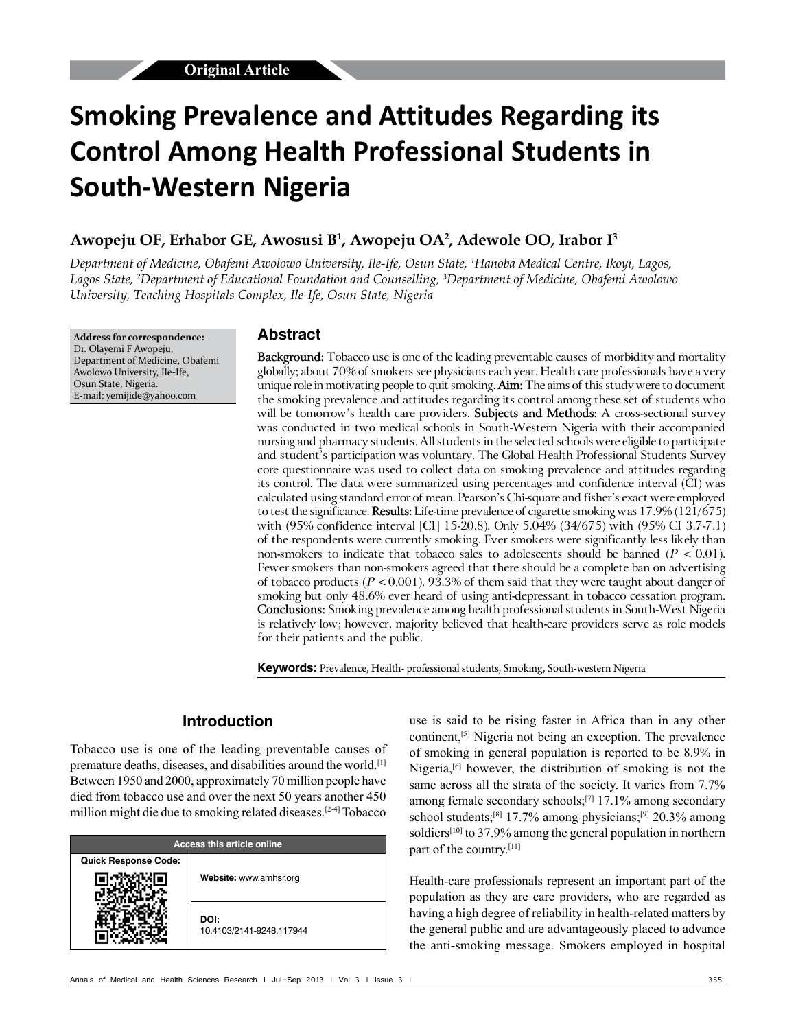Original Article

# Smoking Prevalence and Attitudes Regarding its Control Among Health Professional Students in South-Western Nigeria

**Awopeju OF, Erhabor GE, Awosusi B[1], Awopeju OA[2], Adewole OO, Irabor I[3]**

*Department of Medicine, Obafemi Awolowo University, Ile-Ife, Osun State, [1]Hanoba Medical Centre, Ikoyi, Lagos, Lagos State, [2]Department of Educational Foundation and Counselling, [3]Department of Medicine, Obafemi Awolowo University, Teaching Hospitals Complex, Ile-Ife, Osun State, Nigeria*

**Address for correspondence:**
Dr. Olayemi F Awopeju,
Department of Medicine, Obafemi Awolowo University, Ile-Ife,
Osun State, Nigeria.
E-mail: yemijide@yahoo.com

## Abstract

**Background:** Tobacco use is one of the leading preventable causes of morbidity and mortality globally; about 70% of smokers see physicians each year. Health care professionals have a very unique role in motivating people to quit smoking. **Aim:** The aims of this study were to document the smoking prevalence and attitudes regarding its control among these set of students who will be tomorrow's health care providers. **Subjects and Methods:** A cross-sectional survey was conducted in two medical schools in South-Western Nigeria with their accompanied nursing and pharmacy students. All students in the selected schools were eligible to participate and student's participation was voluntary. The Global Health Professional Students Survey core questionnaire was used to collect data on smoking prevalence and attitudes regarding its control. The data were summarized using percentages and confidence interval (CI) was calculated using standard error of mean. Pearson's Chi-square and fisher's exact were employed to test the significance. **Results**: Life-time prevalence of cigarette smoking was 17.9% (121/675) with (95% confidence interval [CI] 15-20.8). Only 5.04% (34/675) with (95% CI 3.7-7.1) of the respondents were currently smoking. Ever smokers were significantly less likely than non-smokers to indicate that tobacco sales to adolescents should be banned ($P < 0.01$). Fewer smokers than non-smokers agreed that there should be a complete ban on advertising of tobacco products ($P < 0.001$). 93.3% of them said that they were taught about danger of smoking but only 48.6% ever heard of using anti-depressant in tobacco cessation program. **Conclusions:** Smoking prevalence among health professional students in South-West Nigeria is relatively low; however, majority believed that health-care providers serve as role models for their patients and the public.

**Keywords:** Prevalence, Health- professional students, Smoking, South-western Nigeria

| Access this article online | |
|---|---|
| Quick Response Code: | **Website:** www.amhsr.org |
| | **DOI:** 10.4103/2141-9248.117944 |

## Introduction

Tobacco use is one of the leading preventable causes of premature deaths, diseases, and disabilities around the world.[1] Between 1950 and 2000, approximately 70 million people have died from tobacco use and over the next 50 years another 450 million might die due to smoking related diseases.[2-4] Tobacco use is said to be rising faster in Africa than in any other continent,[5] Nigeria not being an exception. The prevalence of smoking in general population is reported to be 8.9% in Nigeria,[6] however, the distribution of smoking is not the same across all the strata of the society. It varies from 7.7% among female secondary schools;[7] 17.1% among secondary school students;[8] 17.7% among physicians;[9] 20.3% among soldiers[10] to 37.9% among the general population in northern part of the country.[11]

Health-care professionals represent an important part of the population as they are care providers, who are regarded as having a high degree of reliability in health-related matters by the general public and are advantageously placed to advance the anti-smoking message. Smokers employed in hospital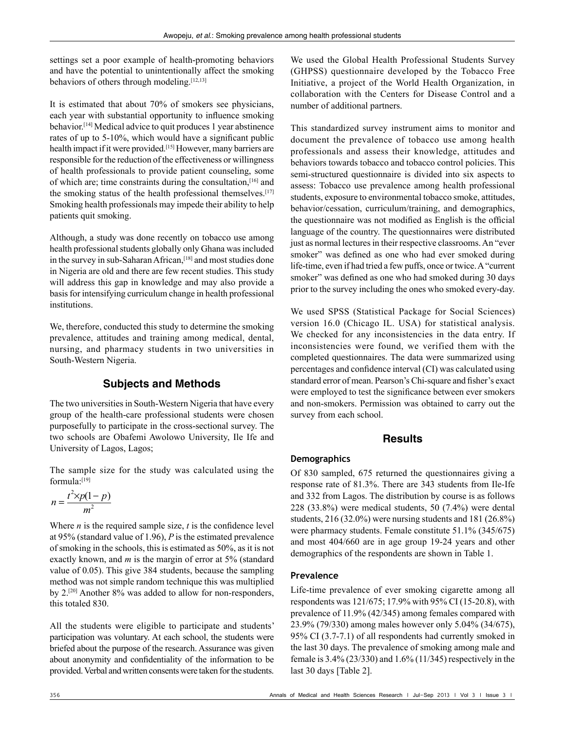settings set a poor example of health-promoting behaviors and have the potential to unintentionally affect the smoking behaviors of others through modeling.[12,13]

It is estimated that about 70% of smokers see physicians, each year with substantial opportunity to influence smoking behavior.[14] Medical advice to quit produces 1 year abstinence rates of up to 5-10%, which would have a significant public health impact if it were provided.[15] However, many barriers are responsible for the reduction of the effectiveness or willingness of health professionals to provide patient counseling, some of which are; time constraints during the consultation,[16] and the smoking status of the health professional themselves.[17] Smoking health professionals may impede their ability to help patients quit smoking.

Although, a study was done recently on tobacco use among health professional students globally only Ghana was included in the survey in sub-Saharan African,[18] and most studies done in Nigeria are old and there are few recent studies. This study will address this gap in knowledge and may also provide a basis for intensifying curriculum change in health professional institutions.

We, therefore, conducted this study to determine the smoking prevalence, attitudes and training among medical, dental, nursing, and pharmacy students in two universities in South-Western Nigeria.

## Subjects and Methods

The two universities in South-Western Nigeria that have every group of the health-care professional students were chosen purposefully to participate in the cross-sectional survey. The two schools are Obafemi Awolowo University, Ile Ife and University of Lagos, Lagos;

The sample size for the study was calculated using the formula:[19]

$$n = \frac{t^2 \times p(1-p)}{m^2}$$

Where $n$ is the required sample size, $t$ is the confidence level at 95% (standard value of 1.96), $P$ is the estimated prevalence of smoking in the schools, this is estimated as 50%, as it is not exactly known, and $m$ is the margin of error at 5% (standard value of 0.05). This give 384 students, because the sampling method was not simple random technique this was multiplied by 2.[20] Another 8% was added to allow for non-responders, this totaled 830.

All the students were eligible to participate and students' participation was voluntary. At each school, the students were briefed about the purpose of the research. Assurance was given about anonymity and confidentiality of the information to be provided. Verbal and written consents were taken for the students.

We used the Global Health Professional Students Survey (GHPSS) questionnaire developed by the Tobacco Free Initiative, a project of the World Health Organization, in collaboration with the Centers for Disease Control and a number of additional partners.

This standardized survey instrument aims to monitor and document the prevalence of tobacco use among health professionals and assess their knowledge, attitudes and behaviors towards tobacco and tobacco control policies. This semi-structured questionnaire is divided into six aspects to assess: Tobacco use prevalence among health professional students, exposure to environmental tobacco smoke, attitudes, behavior/cessation, curriculum/training, and demographics, the questionnaire was not modified as English is the official language of the country. The questionnaires were distributed just as normal lectures in their respective classrooms. An "ever smoker" was defined as one who had ever smoked during life-time, even if had tried a few puffs, once or twice. A "current smoker" was defined as one who had smoked during 30 days prior to the survey including the ones who smoked every-day.

We used SPSS (Statistical Package for Social Sciences) version 16.0 (Chicago IL. USA) for statistical analysis. We checked for any inconsistencies in the data entry. If inconsistencies were found, we verified them with the completed questionnaires. The data were summarized using percentages and confidence interval (CI) was calculated using standard error of mean. Pearson's Chi-square and fisher's exact were employed to test the significance between ever smokers and non-smokers. Permission was obtained to carry out the survey from each school.

## Results

### Demographics

Of 830 sampled, 675 returned the questionnaires giving a response rate of 81.3%. There are 343 students from Ile-Ife and 332 from Lagos. The distribution by course is as follows 228 (33.8%) were medical students, 50 (7.4%) were dental students, 216 (32.0%) were nursing students and 181 (26.8%) were pharmacy students. Female constitute 51.1% (345/675) and most 404/660 are in age group 19-24 years and other demographics of the respondents are shown in Table 1.

### Prevalence

Life-time prevalence of ever smoking cigarette among all respondents was 121/675; 17.9% with 95% CI (15-20.8), with prevalence of 11.9% (42/345) among females compared with 23.9% (79/330) among males however only 5.04% (34/675), 95% CI (3.7-7.1) of all respondents had currently smoked in the last 30 days. The prevalence of smoking among male and female is 3.4% (23/330) and 1.6% (11/345) respectively in the last 30 days [Table 2].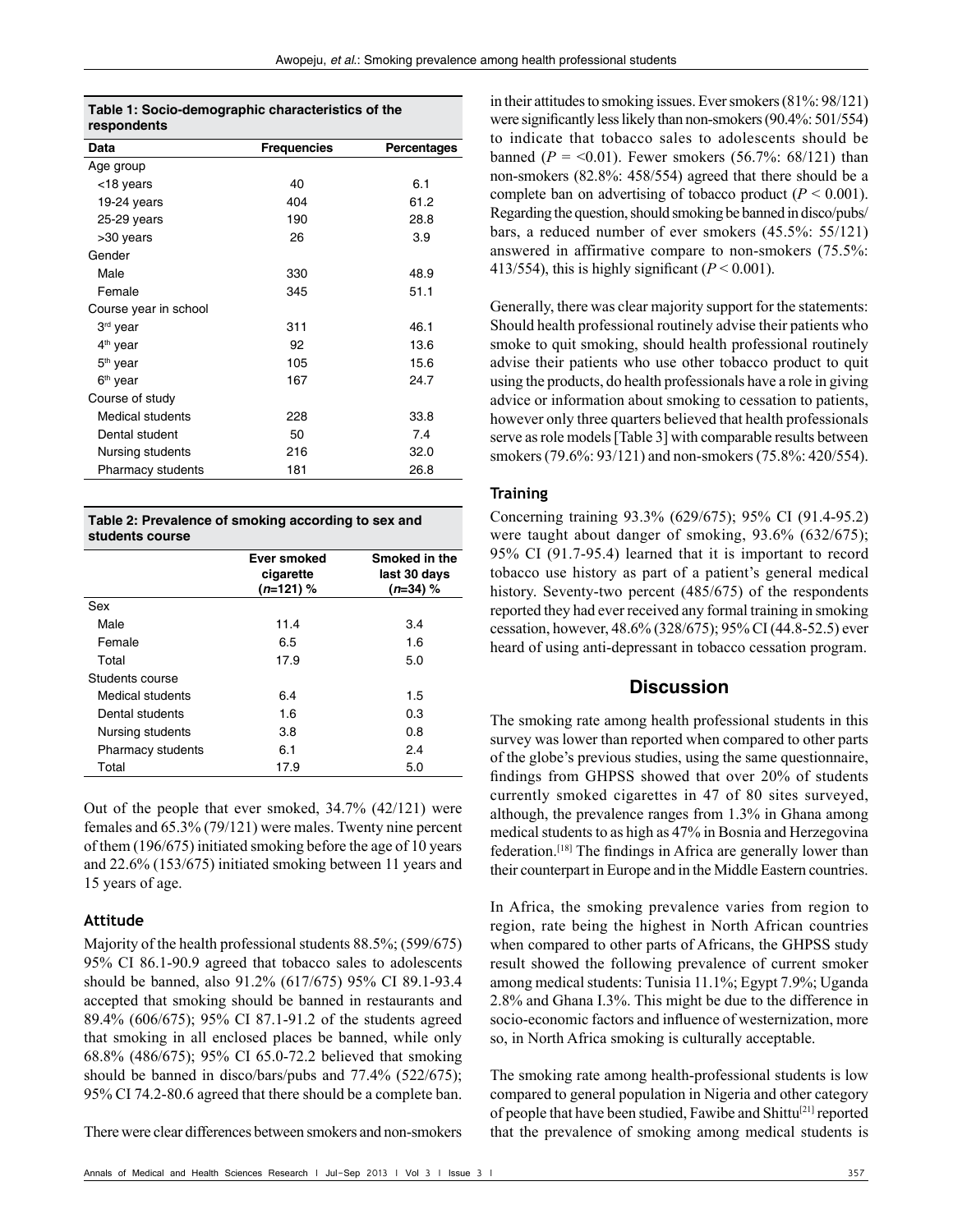**Table 1: Socio-demographic characteristics of the respondents**

| Data | Frequencies | Percentages |
|---|---|---|
| Age group | | |
| <18 years | 40 | 6.1 |
| 19-24 years | 404 | 61.2 |
| 25-29 years | 190 | 28.8 |
| >30 years | 26 | 3.9 |
| Gender | | |
| Male | 330 | 48.9 |
| Female | 345 | 51.1 |
| Course year in school | | |
| 3rd year | 311 | 46.1 |
| 4th year | 92 | 13.6 |
| 5th year | 105 | 15.6 |
| 6th year | 167 | 24.7 |
| Course of study | | |
| Medical students | 228 | 33.8 |
| Dental student | 50 | 7.4 |
| Nursing students | 216 | 32.0 |
| Pharmacy students | 181 | 26.8 |

**Table 2: Prevalence of smoking according to sex and students course**

| | Ever smoked cigarette (*n*=121) % | Smoked in the last 30 days (*n*=34) % |
|---|---|---|
| Sex | | |
| Male | 11.4 | 3.4 |
| Female | 6.5 | 1.6 |
| Total | 17.9 | 5.0 |
| Students course | | |
| Medical students | 6.4 | 1.5 |
| Dental students | 1.6 | 0.3 |
| Nursing students | 3.8 | 0.8 |
| Pharmacy students | 6.1 | 2.4 |
| Total | 17.9 | 5.0 |

Out of the people that ever smoked, 34.7% (42/121) were females and 65.3% (79/121) were males. Twenty nine percent of them (196/675) initiated smoking before the age of 10 years and 22.6% (153/675) initiated smoking between 11 years and 15 years of age.

### Attitude

Majority of the health professional students 88.5%; (599/675) 95% CI 86.1-90.9 agreed that tobacco sales to adolescents should be banned, also 91.2% (617/675) 95% CI 89.1-93.4 accepted that smoking should be banned in restaurants and 89.4% (606/675); 95% CI 87.1-91.2 of the students agreed that smoking in all enclosed places be banned, while only 68.8% (486/675); 95% CI 65.0-72.2 believed that smoking should be banned in disco/bars/pubs and 77.4% (522/675); 95% CI 74.2-80.6 agreed that there should be a complete ban.

There were clear differences between smokers and non-smokers in their attitudes to smoking issues. Ever smokers (81%: 98/121) were significantly less likely than non-smokers (90.4%: 501/554) to indicate that tobacco sales to adolescents should be banned ($P$ = <0.01). Fewer smokers (56.7%: 68/121) than non-smokers (82.8%: 458/554) agreed that there should be a complete ban on advertising of tobacco product ($P < 0.001$). Regarding the question, should smoking be banned in disco/pubs/bars, a reduced number of ever smokers (45.5%: 55/121) answered in affirmative compare to non-smokers (75.5%: 413/554), this is highly significant ($P < 0.001$).

Generally, there was clear majority support for the statements: Should health professional routinely advise their patients who smoke to quit smoking, should health professional routinely advise their patients who use other tobacco product to quit using the products, do health professionals have a role in giving advice or information about smoking to cessation to patients, however only three quarters believed that health professionals serve as role models [Table 3] with comparable results between smokers (79.6%: 93/121) and non-smokers (75.8%: 420/554).

### Training

Concerning training 93.3% (629/675); 95% CI (91.4-95.2) were taught about danger of smoking, 93.6% (632/675); 95% CI (91.7-95.4) learned that it is important to record tobacco use history as part of a patient's general medical history. Seventy-two percent (485/675) of the respondents reported they had ever received any formal training in smoking cessation, however, 48.6% (328/675); 95% CI (44.8-52.5) ever heard of using anti-depressant in tobacco cessation program.

## Discussion

The smoking rate among health professional students in this survey was lower than reported when compared to other parts of the globe's previous studies, using the same questionnaire, findings from GHPSS showed that over 20% of students currently smoked cigarettes in 47 of 80 sites surveyed, although, the prevalence ranges from 1.3% in Ghana among medical students to as high as 47% in Bosnia and Herzegovina federation.[18] The findings in Africa are generally lower than their counterpart in Europe and in the Middle Eastern countries.

In Africa, the smoking prevalence varies from region to region, rate being the highest in North African countries when compared to other parts of Africans, the GHPSS study result showed the following prevalence of current smoker among medical students: Tunisia 11.1%; Egypt 7.9%; Uganda 2.8% and Ghana I.3%. This might be due to the difference in socio-economic factors and influence of westernization, more so, in North Africa smoking is culturally acceptable.

The smoking rate among health-professional students is low compared to general population in Nigeria and other category of people that have been studied, Fawibe and Shittu[21] reported that the prevalence of smoking among medical students is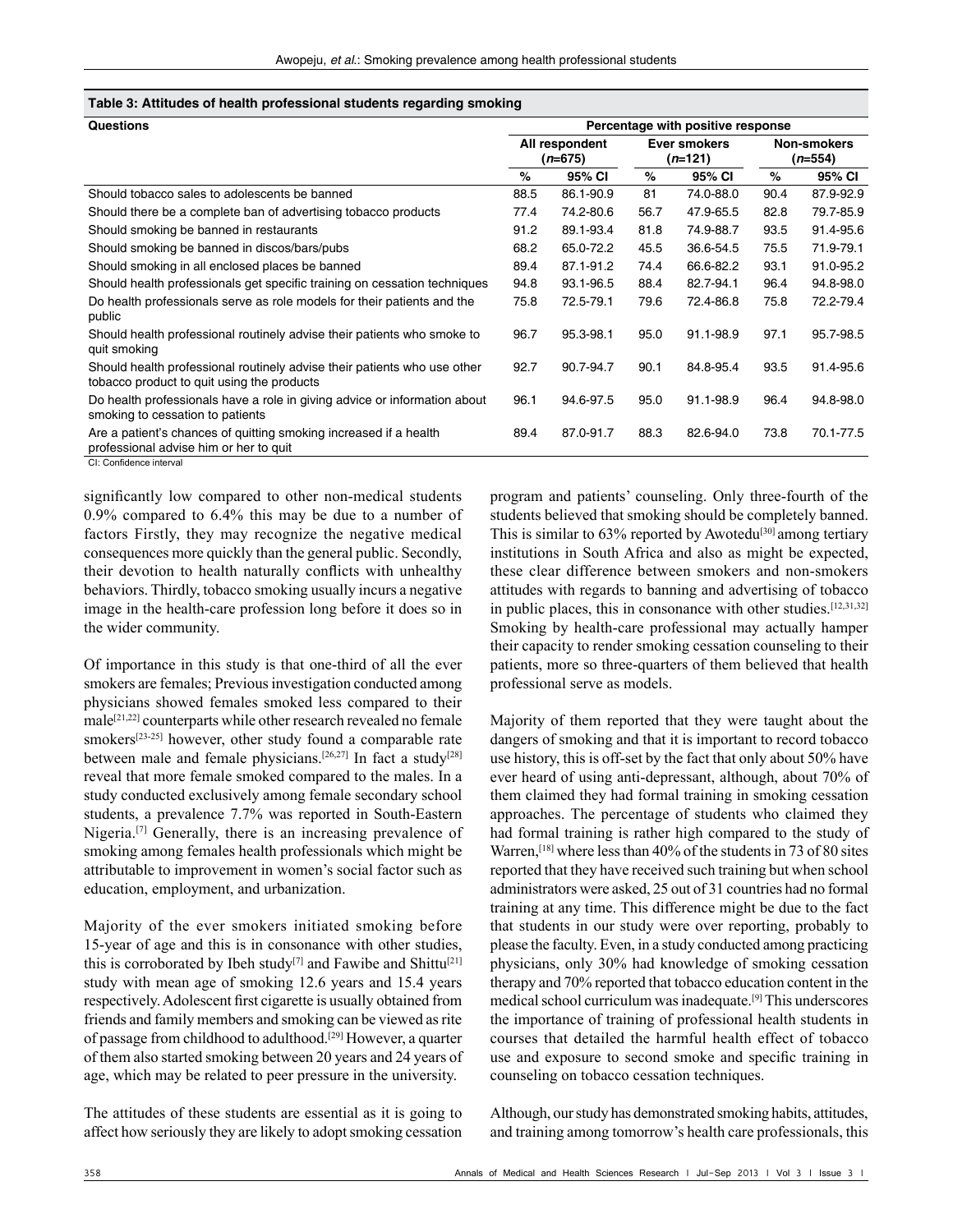**Table 3: Attitudes of health professional students regarding smoking**

| Questions | Percentage with positive response | | | | | |
|---|---|---|---|---|---|---|
| | All respondent (*n*=675) | | Ever smokers (*n*=121) | | Non-smokers (*n*=554) | |
| | % | 95% CI | % | 95% CI | % | 95% CI |
| Should tobacco sales to adolescents be banned | 88.5 | 86.1-90.9 | 81 | 74.0-88.0 | 90.4 | 87.9-92.9 |
| Should there be a complete ban of advertising tobacco products | 77.4 | 74.2-80.6 | 56.7 | 47.9-65.5 | 82.8 | 79.7-85.9 |
| Should smoking be banned in restaurants | 91.2 | 89.1-93.4 | 81.8 | 74.9-88.7 | 93.5 | 91.4-95.6 |
| Should smoking be banned in discos/bars/pubs | 68.2 | 65.0-72.2 | 45.5 | 36.6-54.5 | 75.5 | 71.9-79.1 |
| Should smoking in all enclosed places be banned | 89.4 | 87.1-91.2 | 74.4 | 66.6-82.2 | 93.1 | 91.0-95.2 |
| Should health professionals get specific training on cessation techniques | 94.8 | 93.1-96.5 | 88.4 | 82.7-94.1 | 96.4 | 94.8-98.0 |
| Do health professionals serve as role models for their patients and the public | 75.8 | 72.5-79.1 | 79.6 | 72.4-86.8 | 75.8 | 72.2-79.4 |
| Should health professional routinely advise their patients who smoke to quit smoking | 96.7 | 95.3-98.1 | 95.0 | 91.1-98.9 | 97.1 | 95.7-98.5 |
| Should health professional routinely advise their patients who use other tobacco product to quit using the products | 92.7 | 90.7-94.7 | 90.1 | 84.8-95.4 | 93.5 | 91.4-95.6 |
| Do health professionals have a role in giving advice or information about smoking to cessation to patients | 96.1 | 94.6-97.5 | 95.0 | 91.1-98.9 | 96.4 | 94.8-98.0 |
| Are a patient's chances of quitting smoking increased if a health professional advise him or her to quit | 89.4 | 87.0-91.7 | 88.3 | 82.6-94.0 | 73.8 | 70.1-77.5 |

CI: Confidence interval

significantly low compared to other non-medical students 0.9% compared to 6.4% this may be due to a number of factors Firstly, they may recognize the negative medical consequences more quickly than the general public. Secondly, their devotion to health naturally conflicts with unhealthy behaviors. Thirdly, tobacco smoking usually incurs a negative image in the health-care profession long before it does so in the wider community.

Of importance in this study is that one-third of all the ever smokers are females; Previous investigation conducted among physicians showed females smoked less compared to their male[21,22] counterparts while other research revealed no female smokers[23-25] however, other study found a comparable rate between male and female physicians.[26,27] In fact a study[28] reveal that more female smoked compared to the males. In a study conducted exclusively among female secondary school students, a prevalence 7.7% was reported in South-Eastern Nigeria.[7] Generally, there is an increasing prevalence of smoking among females health professionals which might be attributable to improvement in women's social factor such as education, employment, and urbanization.

Majority of the ever smokers initiated smoking before 15-year of age and this is in consonance with other studies, this is corroborated by Ibeh study[7] and Fawibe and Shittu[21] study with mean age of smoking 12.6 years and 15.4 years respectively. Adolescent first cigarette is usually obtained from friends and family members and smoking can be viewed as rite of passage from childhood to adulthood.[29] However, a quarter of them also started smoking between 20 years and 24 years of age, which may be related to peer pressure in the university.

The attitudes of these students are essential as it is going to affect how seriously they are likely to adopt smoking cessation program and patients' counseling. Only three-fourth of the students believed that smoking should be completely banned. This is similar to 63% reported by Awotedu[30] among tertiary institutions in South Africa and also as might be expected, these clear difference between smokers and non-smokers attitudes with regards to banning and advertising of tobacco in public places, this in consonance with other studies.[12,31,32] Smoking by health-care professional may actually hamper their capacity to render smoking cessation counseling to their patients, more so three-quarters of them believed that health professional serve as models.

Majority of them reported that they were taught about the dangers of smoking and that it is important to record tobacco use history, this is off-set by the fact that only about 50% have ever heard of using anti-depressant, although, about 70% of them claimed they had formal training in smoking cessation approaches. The percentage of students who claimed they had formal training is rather high compared to the study of Warren,[18] where less than 40% of the students in 73 of 80 sites reported that they have received such training but when school administrators were asked, 25 out of 31 countries had no formal training at any time. This difference might be due to the fact that students in our study were over reporting, probably to please the faculty. Even, in a study conducted among practicing physicians, only 30% had knowledge of smoking cessation therapy and 70% reported that tobacco education content in the medical school curriculum was inadequate.[9] This underscores the importance of training of professional health students in courses that detailed the harmful health effect of tobacco use and exposure to second smoke and specific training in counseling on tobacco cessation techniques.

Although, our study has demonstrated smoking habits, attitudes, and training among tomorrow's health care professionals, this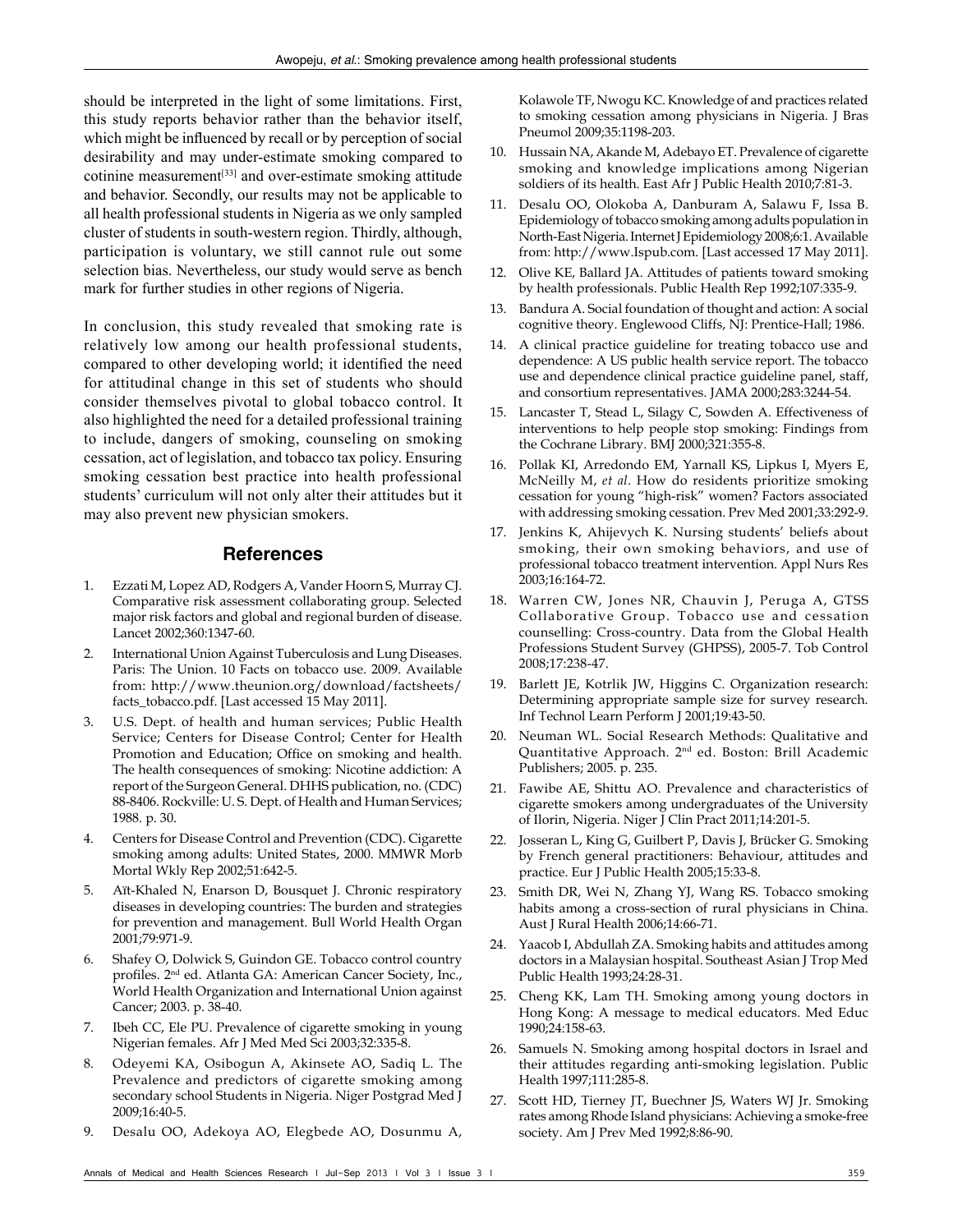should be interpreted in the light of some limitations. First, this study reports behavior rather than the behavior itself, which might be influenced by recall or by perception of social desirability and may under-estimate smoking compared to cotinine measurement[33] and over-estimate smoking attitude and behavior. Secondly, our results may not be applicable to all health professional students in Nigeria as we only sampled cluster of students in south-western region. Thirdly, although, participation is voluntary, we still cannot rule out some selection bias. Nevertheless, our study would serve as bench mark for further studies in other regions of Nigeria.

In conclusion, this study revealed that smoking rate is relatively low among our health professional students, compared to other developing world; it identified the need for attitudinal change in this set of students who should consider themselves pivotal to global tobacco control. It also highlighted the need for a detailed professional training to include, dangers of smoking, counseling on smoking cessation, act of legislation, and tobacco tax policy. Ensuring smoking cessation best practice into health professional students' curriculum will not only alter their attitudes but it may also prevent new physician smokers.

## References

1. Ezzati M, Lopez AD, Rodgers A, Vander Hoorn S, Murray CJ. Comparative risk assessment collaborating group. Selected major risk factors and global and regional burden of disease. Lancet 2002;360:1347-60.
2. International Union Against Tuberculosis and Lung Diseases. Paris: The Union. 10 Facts on tobacco use. 2009. Available from: http://www.theunion.org/download/factsheets/facts_tobacco.pdf. [Last accessed 15 May 2011].
3. U.S. Dept. of health and human services; Public Health Service; Centers for Disease Control; Center for Health Promotion and Education; Office on smoking and health. The health consequences of smoking: Nicotine addiction: A report of the Surgeon General. DHHS publication, no. (CDC) 88-8406. Rockville: U. S. Dept. of Health and Human Services; 1988. p. 30.
4. Centers for Disease Control and Prevention (CDC). Cigarette smoking among adults: United States, 2000. MMWR Morb Mortal Wkly Rep 2002;51:642-5.
5. Aït-Khaled N, Enarson D, Bousquet J. Chronic respiratory diseases in developing countries: The burden and strategies for prevention and management. Bull World Health Organ 2001;79:971-9.
6. Shafey O, Dolwick S, Guindon GE. Tobacco control country profiles. 2nd ed. Atlanta GA: American Cancer Society, Inc., World Health Organization and International Union against Cancer; 2003. p. 38-40.
7. Ibeh CC, Ele PU. Prevalence of cigarette smoking in young Nigerian females. Afr J Med Med Sci 2003;32:335-8.
8. Odeyemi KA, Osibogun A, Akinsete AO, Sadiq L. The Prevalence and predictors of cigarette smoking among secondary school Students in Nigeria. Niger Postgrad Med J 2009;16:40-5.
9. Desalu OO, Adekoya AO, Elegbede AO, Dosunmu A, Kolawole TF, Nwogu KC. Knowledge of and practices related to smoking cessation among physicians in Nigeria. J Bras Pneumol 2009;35:1198-203.
10. Hussain NA, Akande M, Adebayo ET. Prevalence of cigarette smoking and knowledge implications among Nigerian soldiers of its health. East Afr J Public Health 2010;7:81-3.
11. Desalu OO, Olokoba A, Danburam A, Salawu F, Issa B. Epidemiology of tobacco smoking among adults population in North-East Nigeria. Internet J Epidemiology 2008;6:1. Available from: http://www.Ispub.com. [Last accessed 17 May 2011].
12. Olive KE, Ballard JA. Attitudes of patients toward smoking by health professionals. Public Health Rep 1992;107:335-9.
13. Bandura A. Social foundation of thought and action: A social cognitive theory. Englewood Cliffs, NJ: Prentice-Hall; 1986.
14. A clinical practice guideline for treating tobacco use and dependence: A US public health service report. The tobacco use and dependence clinical practice guideline panel, staff, and consortium representatives. JAMA 2000;283:3244-54.
15. Lancaster T, Stead L, Silagy C, Sowden A. Effectiveness of interventions to help people stop smoking: Findings from the Cochrane Library. BMJ 2000;321:355-8.
16. Pollak KI, Arredondo EM, Yarnall KS, Lipkus I, Myers E, McNeilly M, *et al*. How do residents prioritize smoking cessation for young "high-risk" women? Factors associated with addressing smoking cessation. Prev Med 2001;33:292-9.
17. Jenkins K, Ahijevych K. Nursing students' beliefs about smoking, their own smoking behaviors, and use of professional tobacco treatment intervention. Appl Nurs Res 2003;16:164-72.
18. Warren CW, Jones NR, Chauvin J, Peruga A, GTSS Collaborative Group. Tobacco use and cessation counselling: Cross-country. Data from the Global Health Professions Student Survey (GHPSS), 2005-7. Tob Control 2008;17:238-47.
19. Barlett JE, Kotrlik JW, Higgins C. Organization research: Determining appropriate sample size for survey research. Inf Technol Learn Perform J 2001;19:43-50.
20. Neuman WL. Social Research Methods: Qualitative and Quantitative Approach. 2nd ed. Boston: Brill Academic Publishers; 2005. p. 235.
21. Fawibe AE, Shittu AO. Prevalence and characteristics of cigarette smokers among undergraduates of the University of Ilorin, Nigeria. Niger J Clin Pract 2011;14:201-5.
22. Josseran L, King G, Guilbert P, Davis J, Brücker G. Smoking by French general practitioners: Behaviour, attitudes and practice. Eur J Public Health 2005;15:33-8.
23. Smith DR, Wei N, Zhang YJ, Wang RS. Tobacco smoking habits among a cross-section of rural physicians in China. Aust J Rural Health 2006;14:66-71.
24. Yaacob I, Abdullah ZA. Smoking habits and attitudes among doctors in a Malaysian hospital. Southeast Asian J Trop Med Public Health 1993;24:28-31.
25. Cheng KK, Lam TH. Smoking among young doctors in Hong Kong: A message to medical educators. Med Educ 1990;24:158-63.
26. Samuels N. Smoking among hospital doctors in Israel and their attitudes regarding anti-smoking legislation. Public Health 1997;111:285-8.
27. Scott HD, Tierney JT, Buechner JS, Waters WJ Jr. Smoking rates among Rhode Island physicians: Achieving a smoke-free society. Am J Prev Med 1992;8:86-90.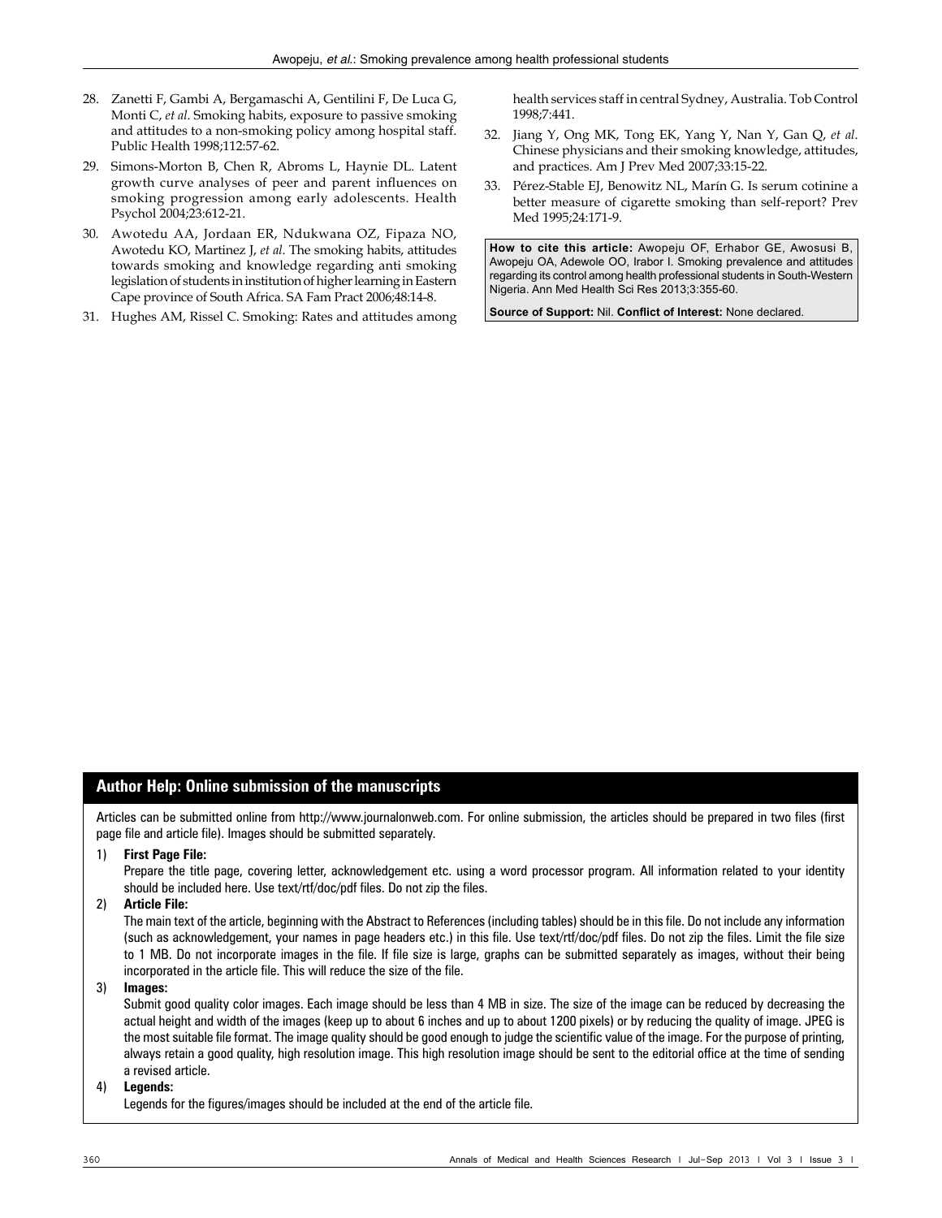28. Zanetti F, Gambi A, Bergamaschi A, Gentilini F, De Luca G, Monti C, *et al*. Smoking habits, exposure to passive smoking and attitudes to a non-smoking policy among hospital staff. Public Health 1998;112:57-62.
29. Simons-Morton B, Chen R, Abroms L, Haynie DL. Latent growth curve analyses of peer and parent influences on smoking progression among early adolescents. Health Psychol 2004;23:612-21.
30. Awotedu AA, Jordaan ER, Ndukwana OZ, Fipaza NO, Awotedu KO, Martinez J, *et al*. The smoking habits, attitudes towards smoking and knowledge regarding anti smoking legislation of students in institution of higher learning in Eastern Cape province of South Africa. SA Fam Pract 2006;48:14-8.
31. Hughes AM, Rissel C. Smoking: Rates and attitudes among health services staff in central Sydney, Australia. Tob Control 1998;7:441.
32. Jiang Y, Ong MK, Tong EK, Yang Y, Nan Y, Gan Q, *et al*. Chinese physicians and their smoking knowledge, attitudes, and practices. Am J Prev Med 2007;33:15-22.
33. Pérez-Stable EJ, Benowitz NL, Marín G. Is serum cotinine a better measure of cigarette smoking than self-report? Prev Med 1995;24:171-9.

**How to cite this article:** Awopeju OF, Erhabor GE, Awosusi B, Awopeju OA, Adewole OO, Irabor I. Smoking prevalence and attitudes regarding its control among health professional students in South-Western Nigeria. Ann Med Health Sci Res 2013;3:355-60.

**Source of Support:** Nil. **Conflict of Interest:** None declared.

## Author Help: Online submission of the manuscripts

Articles can be submitted online from http://www.journalonweb.com. For online submission, the articles should be prepared in two files (first page file and article file). Images should be submitted separately.

1) **First Page File:**
   Prepare the title page, covering letter, acknowledgement etc. using a word processor program. All information related to your identity should be included here. Use text/rtf/doc/pdf files. Do not zip the files.
2) **Article File:**
   The main text of the article, beginning with the Abstract to References (including tables) should be in this file. Do not include any information (such as acknowledgement, your names in page headers etc.) in this file. Use text/rtf/doc/pdf files. Do not zip the files. Limit the file size to 1 MB. Do not incorporate images in the file. If file size is large, graphs can be submitted separately as images, without their being incorporated in the article file. This will reduce the size of the file.
3) **Images:**
   Submit good quality color images. Each image should be less than 4 MB in size. The size of the image can be reduced by decreasing the actual height and width of the images (keep up to about 6 inches and up to about 1200 pixels) or by reducing the quality of image. JPEG is the most suitable file format. The image quality should be good enough to judge the scientific value of the image. For the purpose of printing, always retain a good quality, high resolution image. This high resolution image should be sent to the editorial office at the time of sending a revised article.
4) **Legends:**
   Legends for the figures/images should be included at the end of the article file.